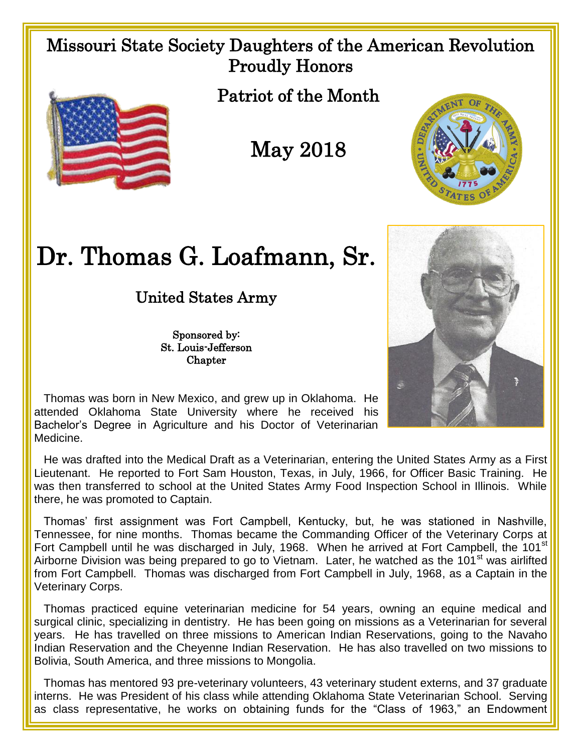Missouri State Society Daughters of the American Revolution
Proudly Honors

Patriot of the Month

May 2018

# Dr. Thomas G. Loafmann, Sr.

## United States Army

Sponsored by:
St. Louis-Jefferson
Chapter

Thomas was born in New Mexico, and grew up in Oklahoma. He attended Oklahoma State University where he received his Bachelor's Degree in Agriculture and his Doctor of Veterinarian Medicine.

He was drafted into the Medical Draft as a Veterinarian, entering the United States Army as a First Lieutenant. He reported to Fort Sam Houston, Texas, in July, 1966, for Officer Basic Training. He was then transferred to school at the United States Army Food Inspection School in Illinois. While there, he was promoted to Captain.

Thomas' first assignment was Fort Campbell, Kentucky, but, he was stationed in Nashville, Tennessee, for nine months. Thomas became the Commanding Officer of the Veterinary Corps at Fort Campbell until he was discharged in July, 1968. When he arrived at Fort Campbell, the 101st Airborne Division was being prepared to go to Vietnam. Later, he watched as the 101st was airlifted from Fort Campbell. Thomas was discharged from Fort Campbell in July, 1968, as a Captain in the Veterinary Corps.

Thomas practiced equine veterinarian medicine for 54 years, owning an equine medical and surgical clinic, specializing in dentistry. He has been going on missions as a Veterinarian for several years. He has travelled on three missions to American Indian Reservations, going to the Navaho Indian Reservation and the Cheyenne Indian Reservation. He has also travelled on two missions to Bolivia, South America, and three missions to Mongolia.

Thomas has mentored 93 pre-veterinary volunteers, 43 veterinary student externs, and 37 graduate interns. He was President of his class while attending Oklahoma State Veterinarian School. Serving as class representative, he works on obtaining funds for the "Class of 1963," an Endowment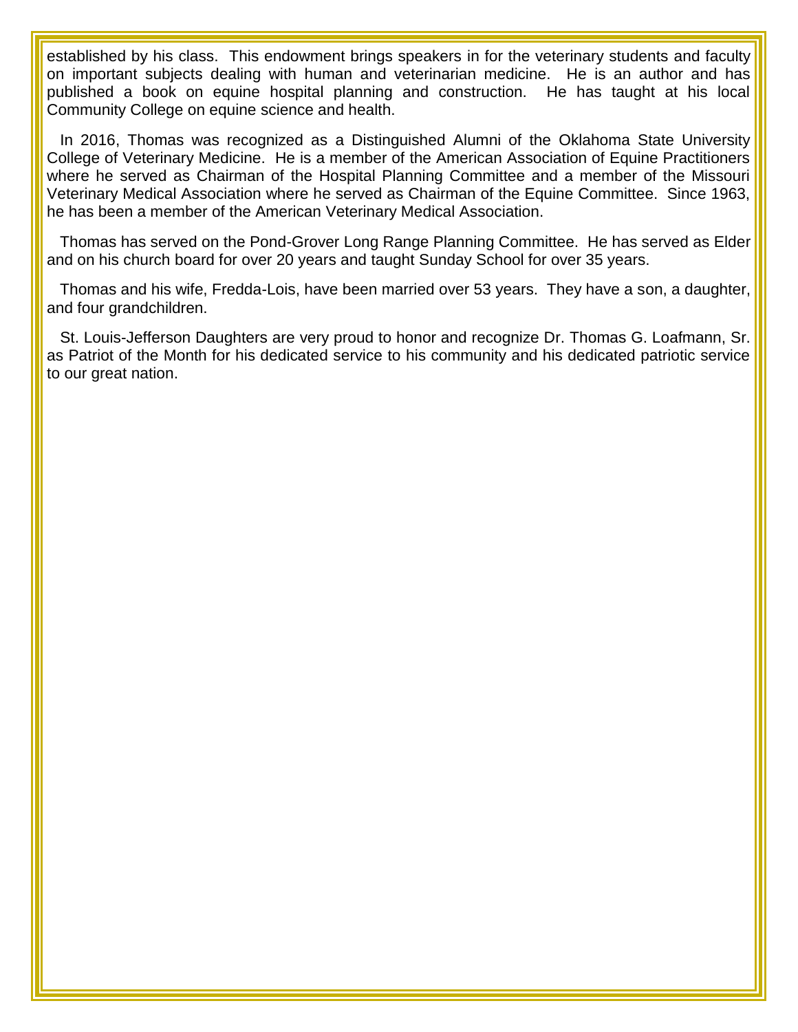established by his class. This endowment brings speakers in for the veterinary students and faculty on important subjects dealing with human and veterinarian medicine. He is an author and has published a book on equine hospital planning and construction. He has taught at his local Community College on equine science and health.

In 2016, Thomas was recognized as a Distinguished Alumni of the Oklahoma State University College of Veterinary Medicine. He is a member of the American Association of Equine Practitioners where he served as Chairman of the Hospital Planning Committee and a member of the Missouri Veterinary Medical Association where he served as Chairman of the Equine Committee. Since 1963, he has been a member of the American Veterinary Medical Association.

Thomas has served on the Pond-Grover Long Range Planning Committee. He has served as Elder and on his church board for over 20 years and taught Sunday School for over 35 years.

Thomas and his wife, Fredda-Lois, have been married over 53 years. They have a son, a daughter, and four grandchildren.

St. Louis-Jefferson Daughters are very proud to honor and recognize Dr. Thomas G. Loafmann, Sr. as Patriot of the Month for his dedicated service to his community and his dedicated patriotic service to our great nation.